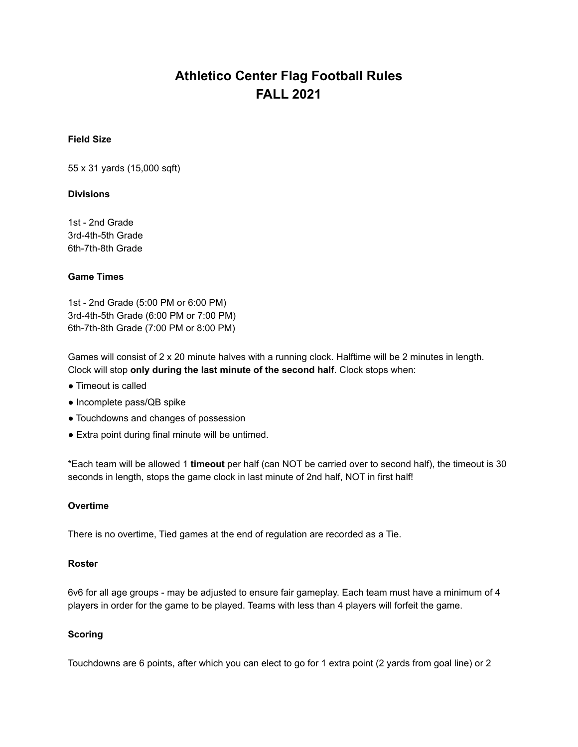# Athletico Center Flag Football Rules
# FALL 2021

**Field Size**

55 x 31 yards (15,000 sqft)

**Divisions**

1st - 2nd Grade
3rd-4th-5th Grade
6th-7th-8th Grade

**Game Times**

1st - 2nd Grade (5:00 PM or 6:00 PM)
3rd-4th-5th Grade (6:00 PM or 7:00 PM)
6th-7th-8th Grade (7:00 PM or 8:00 PM)

Games will consist of 2 x 20 minute halves with a running clock. Halftime will be 2 minutes in length. Clock will stop **only during the last minute of the second half**. Clock stops when:

- Timeout is called
- Incomplete pass/QB spike
- Touchdowns and changes of possession
- Extra point during final minute will be untimed.

*Each team will be allowed 1 **timeout** per half (can NOT be carried over to second half), the timeout is 30 seconds in length, stops the game clock in last minute of 2nd half, NOT in first half!

**Overtime**

There is no overtime, Tied games at the end of regulation are recorded as a Tie.

**Roster**

6v6 for all age groups - may be adjusted to ensure fair gameplay. Each team must have a minimum of 4 players in order for the game to be played. Teams with less than 4 players will forfeit the game.

**Scoring**

Touchdowns are 6 points, after which you can elect to go for 1 extra point (2 yards from goal line) or 2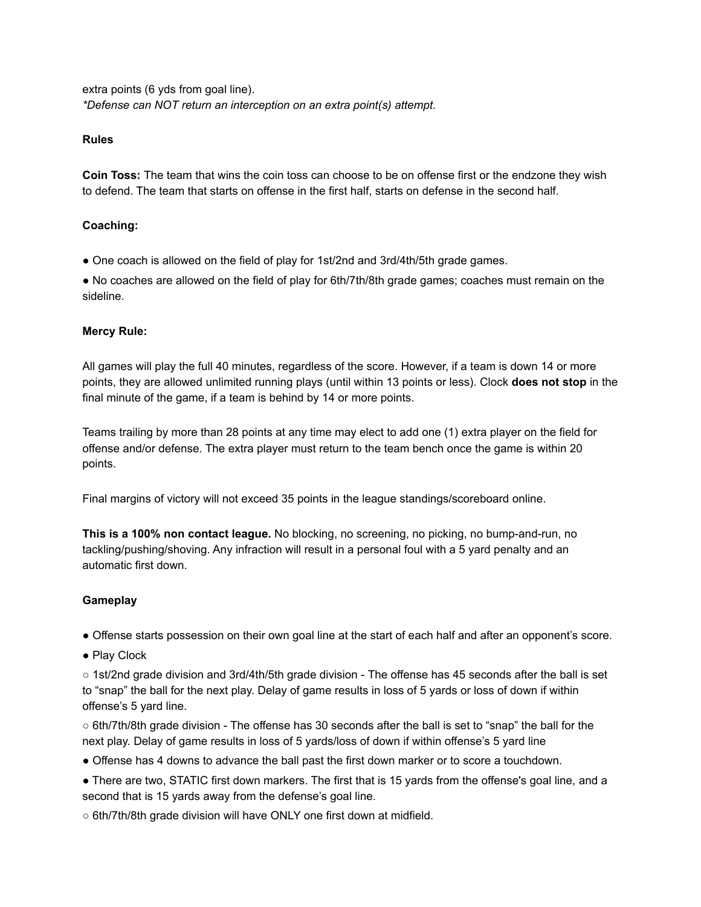extra points (6 yds from goal line).

*\*Defense can NOT return an interception on an extra point(s) attempt.*

**Rules**

**Coin Toss:** The team that wins the coin toss can choose to be on offense first or the endzone they wish to defend. The team that starts on offense in the first half, starts on defense in the second half.

**Coaching:**

- One coach is allowed on the field of play for 1st/2nd and 3rd/4th/5th grade games.
- No coaches are allowed on the field of play for 6th/7th/8th grade games; coaches must remain on the sideline.

**Mercy Rule:**

All games will play the full 40 minutes, regardless of the score. However, if a team is down 14 or more points, they are allowed unlimited running plays (until within 13 points or less). Clock **does not stop** in the final minute of the game, if a team is behind by 14 or more points.

Teams trailing by more than 28 points at any time may elect to add one (1) extra player on the field for offense and/or defense. The extra player must return to the team bench once the game is within 20 points.

Final margins of victory will not exceed 35 points in the league standings/scoreboard online.

**This is a 100% non contact league.** No blocking, no screening, no picking, no bump-and-run, no tackling/pushing/shoving. Any infraction will result in a personal foul with a 5 yard penalty and an automatic first down.

**Gameplay**

- Offense starts possession on their own goal line at the start of each half and after an opponent's score.
- Play Clock
    - 1st/2nd grade division and 3rd/4th/5th grade division - The offense has 45 seconds after the ball is set to "snap" the ball for the next play. Delay of game results in loss of 5 yards or loss of down if within offense's 5 yard line.
    - 6th/7th/8th grade division - The offense has 30 seconds after the ball is set to "snap" the ball for the next play. Delay of game results in loss of 5 yards/loss of down if within offense's 5 yard line
- Offense has 4 downs to advance the ball past the first down marker or to score a touchdown.
- There are two, STATIC first down markers. The first that is 15 yards from the offense's goal line, and a second that is 15 yards away from the defense's goal line.
    - 6th/7th/8th grade division will have ONLY one first down at midfield.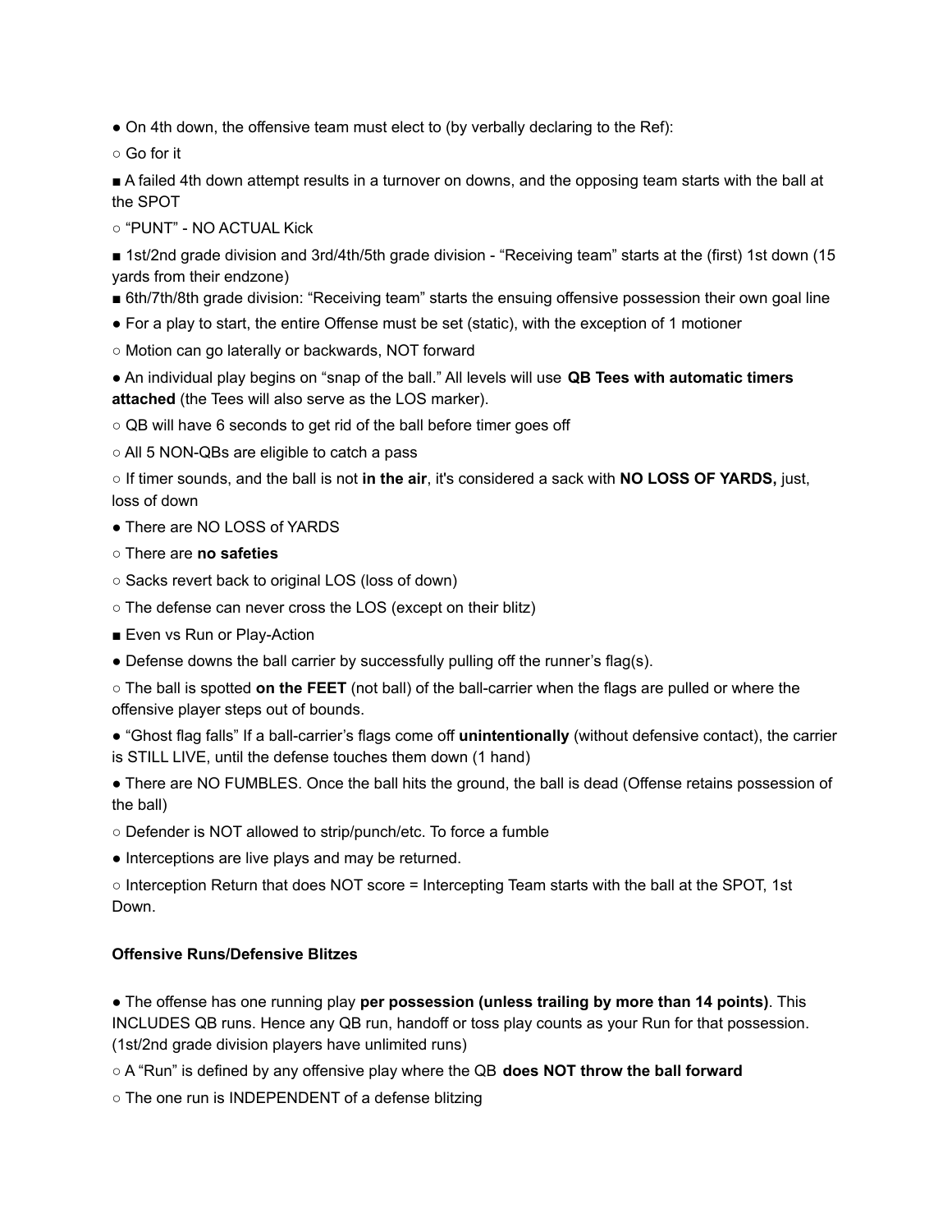- On 4th down, the offensive team must elect to (by verbally declaring to the Ref):
  - Go for it
    - A failed 4th down attempt results in a turnover on downs, and the opposing team starts with the ball at the SPOT
  - "PUNT" - NO ACTUAL Kick
    - 1st/2nd grade division and 3rd/4th/5th grade division - "Receiving team" starts at the (first) 1st down (15 yards from their endzone)
    - 6th/7th/8th grade division: "Receiving team" starts the ensuing offensive possession their own goal line
- For a play to start, the entire Offense must be set (static), with the exception of 1 motioner
  - Motion can go laterally or backwards, NOT forward
- An individual play begins on "snap of the ball." All levels will use **QB Tees with automatic timers attached** (the Tees will also serve as the LOS marker).
  - QB will have 6 seconds to get rid of the ball before timer goes off
  - All 5 NON-QBs are eligible to catch a pass
  - If timer sounds, and the ball is not **in the air**, it's considered a sack with **NO LOSS OF YARDS,** just, loss of down
- There are NO LOSS of YARDS
  - There are **no safeties**
  - Sacks revert back to original LOS (loss of down)
  - The defense can never cross the LOS (except on their blitz)
    - Even vs Run or Play-Action
- Defense downs the ball carrier by successfully pulling off the runner's flag(s).
  - The ball is spotted **on the FEET** (not ball) of the ball-carrier when the flags are pulled or where the offensive player steps out of bounds.
- "Ghost flag falls" If a ball-carrier's flags come off **unintentionally** (without defensive contact), the carrier is STILL LIVE, until the defense touches them down (1 hand)
- There are NO FUMBLES. Once the ball hits the ground, the ball is dead (Offense retains possession of the ball)
  - Defender is NOT allowed to strip/punch/etc. To force a fumble
- Interceptions are live plays and may be returned.
  - Interception Return that does NOT score = Intercepting Team starts with the ball at the SPOT, 1st Down.

**Offensive Runs/Defensive Blitzes**

- The offense has one running play **per possession (unless trailing by more than 14 points)**. This INCLUDES QB runs. Hence any QB run, handoff or toss play counts as your Run for that possession. (1st/2nd grade division players have unlimited runs)
  - A "Run" is defined by any offensive play where the QB **does NOT throw the ball forward**
  - The one run is INDEPENDENT of a defense blitzing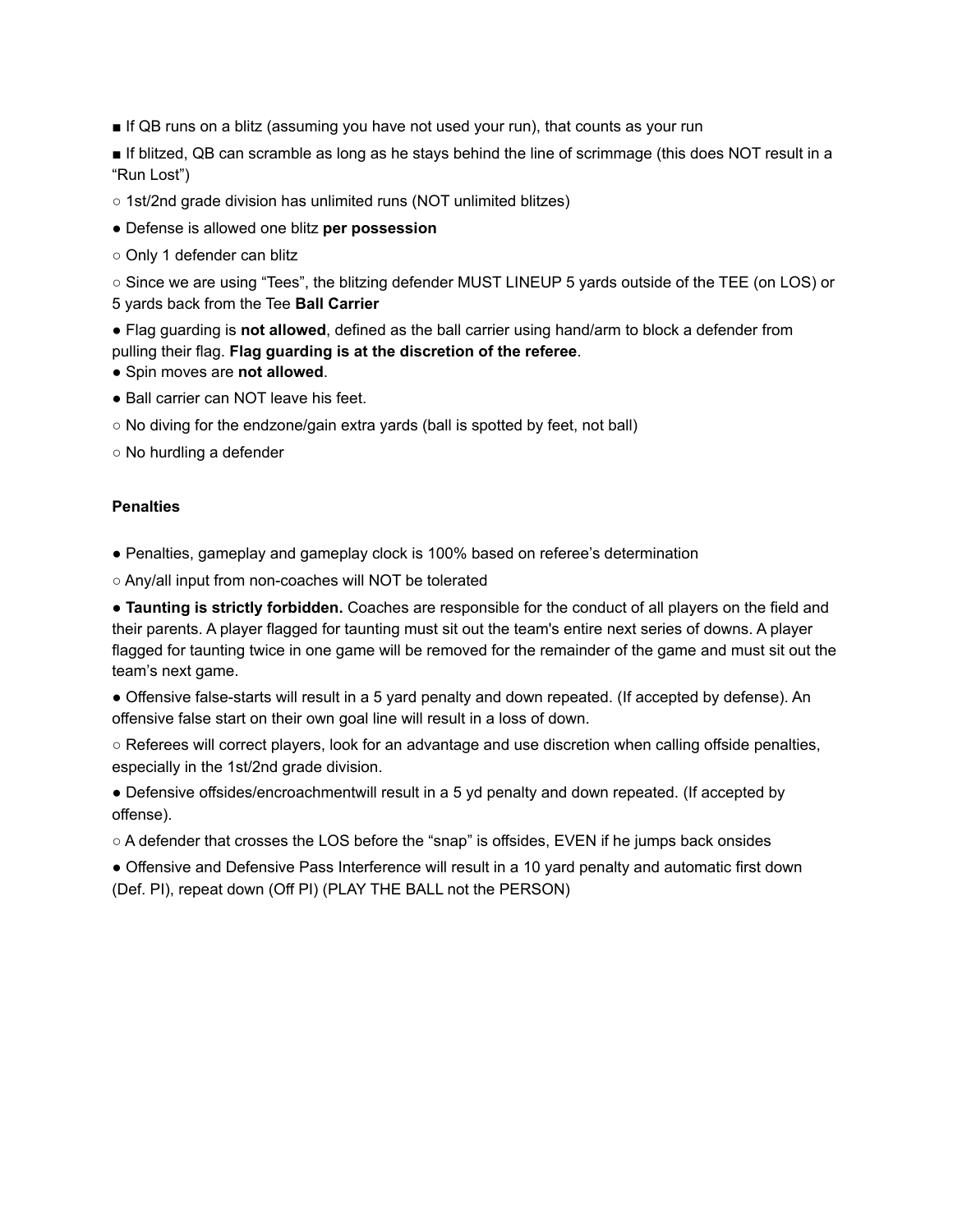- If QB runs on a blitz (assuming you have not used your run), that counts as your run
- If blitzed, QB can scramble as long as he stays behind the line of scrimmage (this does NOT result in a "Run Lost")

○ 1st/2nd grade division has unlimited runs (NOT unlimited blitzes)

- Defense is allowed one blitz **per possession**
  - Only 1 defender can blitz
  - Since we are using "Tees", the blitzing defender MUST LINEUP 5 yards outside of the TEE (on LOS) or 5 yards back from the Tee **Ball Carrier**
- Flag guarding is **not allowed**, defined as the ball carrier using hand/arm to block a defender from pulling their flag. **Flag guarding is at the discretion of the referee**.
- Spin moves are **not allowed**.
- Ball carrier can NOT leave his feet.
  - No diving for the endzone/gain extra yards (ball is spotted by feet, not ball)
  - No hurdling a defender

**Penalties**

- Penalties, gameplay and gameplay clock is 100% based on referee's determination
  - Any/all input from non-coaches will NOT be tolerated
- **Taunting is strictly forbidden.** Coaches are responsible for the conduct of all players on the field and their parents. A player flagged for taunting must sit out the team's entire next series of downs. A player flagged for taunting twice in one game will be removed for the remainder of the game and must sit out the team's next game.
- Offensive false-starts will result in a 5 yard penalty and down repeated. (If accepted by defense). An offensive false start on their own goal line will result in a loss of down.
  - Referees will correct players, look for an advantage and use discretion when calling offside penalties, especially in the 1st/2nd grade division.
- Defensive offsides/encroachmentwill result in a 5 yd penalty and down repeated. (If accepted by offense).
  - A defender that crosses the LOS before the "snap" is offsides, EVEN if he jumps back onsides
- Offensive and Defensive Pass Interference will result in a 10 yard penalty and automatic first down (Def. PI), repeat down (Off PI) (PLAY THE BALL not the PERSON)